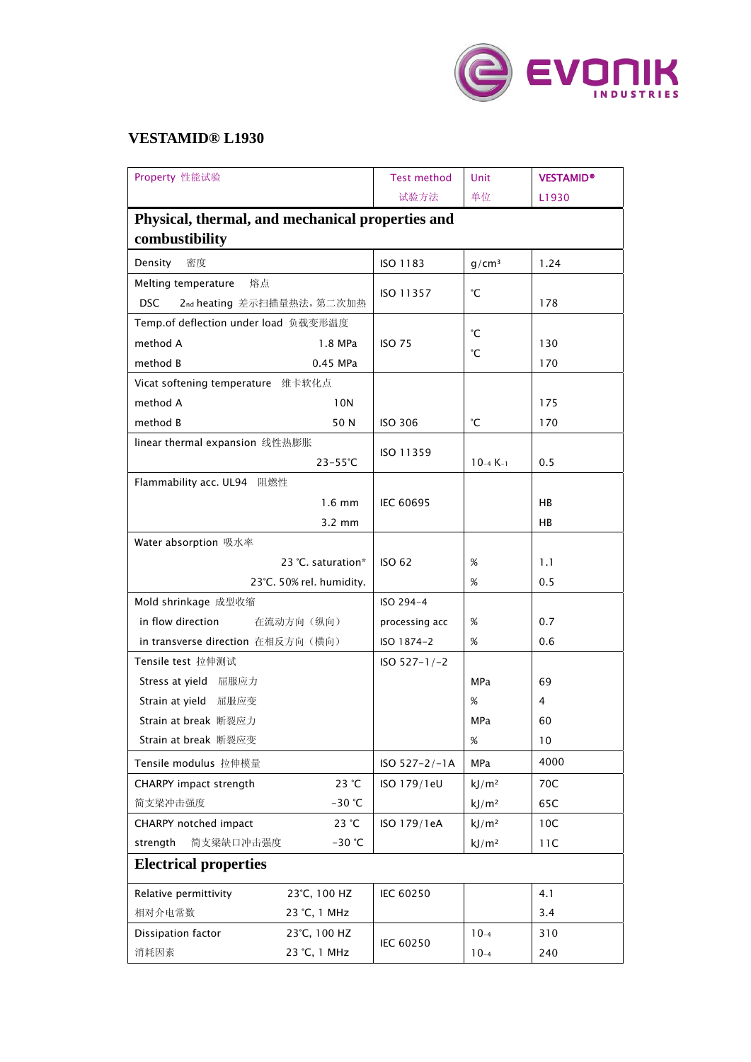# VESTAMID® L1930

| Property 性能试验 | Test method 试验方法 | Unit 单位 | VESTAMID® L1930 |
|---|---|---|---|
| **Physical, thermal, and mechanical properties and combustibility** | | | |
| Density 密度 | ISO 1183 | $g/cm^3$ | 1.24 |
| Melting temperature 熔点<br>DSC 2nd heating 差示扫描量热法，第二次加热 | ISO 11357 | ℃ | 178 |
| Temp.of deflection under load 负载变形温度<br>method A 1.8 MPa<br>method B 0.45 MPa | ISO 75 | ℃<br>℃ | <br>130<br>170 |
| Vicat softening temperature 维卡软化点<br>method A 10N<br>method B 50 N | ISO 306 | ℃ | <br>175<br>170 |
| linear thermal expansion 线性热膨胀<br>23-55℃ | ISO 11359 | $10^{-4}$ $K^{-1}$ | 0.5 |
| Flammability acc. UL94 阻燃性<br>1.6 mm<br>3.2 mm | IEC 60695 | | <br>HB<br>HB |
| Water absorption 吸水率<br>23 ℃. saturation*<br>23℃. 50% rel. humidity. | ISO 62 | <br>%<br>% | <br>1.1<br>0.5 |
| Mold shrinkage 成型收缩<br>in flow direction 在流动方向（纵向）<br>in transverse direction 在相反方向（横向） | ISO 294-4<br>processing acc<br>ISO 1874-2 | <br>%<br>% | <br>0.7<br>0.6 |
| Tensile test 拉伸测试<br>Stress at yield 屈服应力<br>Strain at yield 屈服应变<br>Strain at break 断裂应力<br>Strain at break 断裂应变 | ISO 527-1/-2 | <br>MPa<br>%<br>MPa<br>% | <br>69<br>4<br>60<br>10 |
| Tensile modulus 拉伸模量 | ISO 527-2/-1A | MPa | 4000 |
| CHARPY impact strength 23 ℃<br>简支梁冲击强度 -30 ℃ | ISO 179/1eU | kJ/m²<br>kJ/m² | 70C<br>65C |
| CHARPY notched impact 23 ℃<br>strength 简支梁缺口冲击强度 -30 ℃ | ISO 179/1eA | kJ/m²<br>kJ/m² | 10C<br>11C |
| **Electrical properties** | | | |
| Relative permittivity 23℃, 100 HZ<br>相对介电常数 23 ℃, 1 MHz | IEC 60250 | | 4.1<br>3.4 |
| Dissipation factor 23℃, 100 HZ<br>消耗因素 23 ℃, 1 MHz | IEC 60250 | $10^{-4}$<br>$10^{-4}$ | 310<br>240 |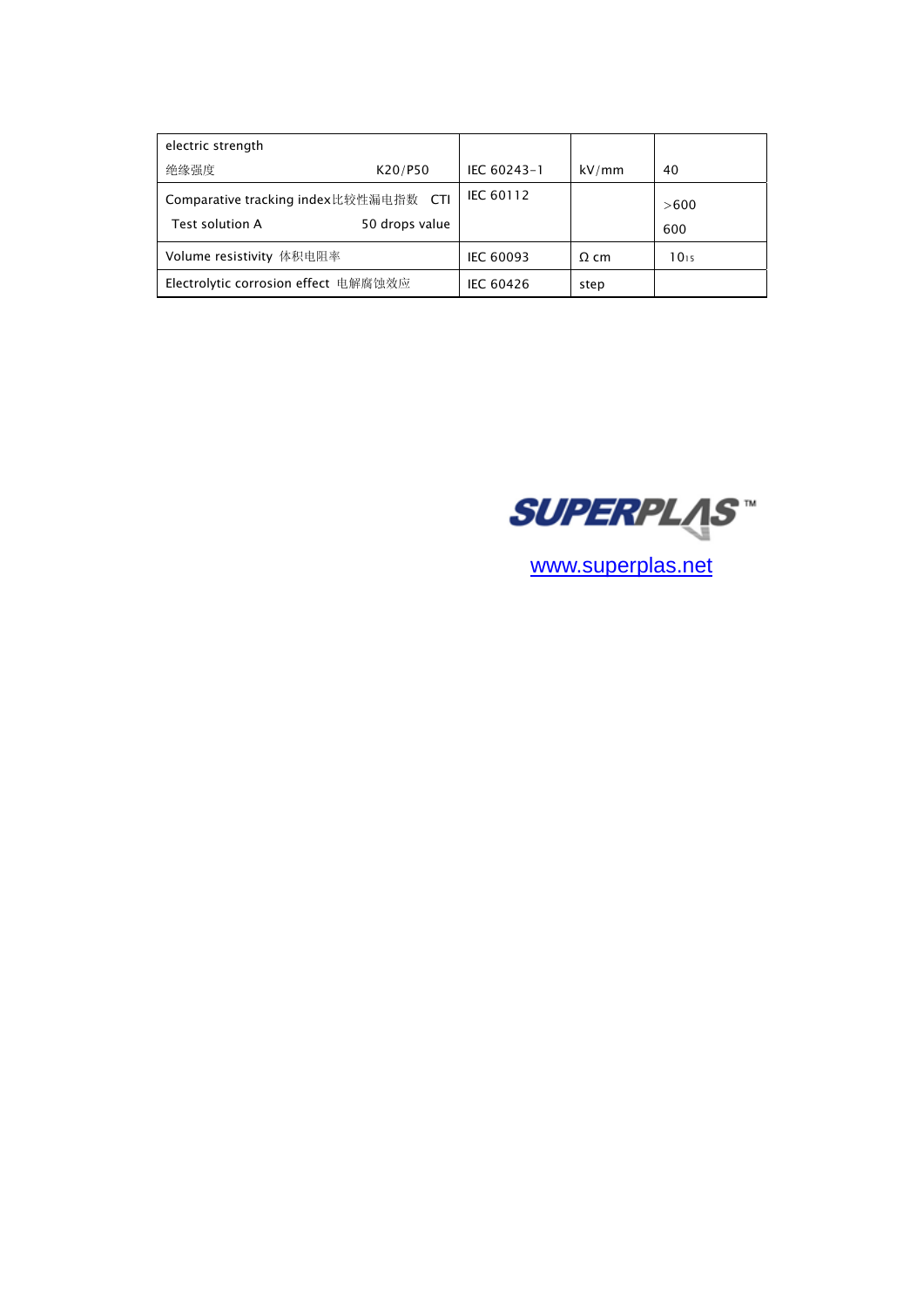| | | | |
|---|---|---|---|
| electric strength<br>绝缘强度 K20/P50 | IEC 60243-1 | kV/mm | 40 |
| Comparative tracking index比较性漏电指数 CTI<br>Test solution A 50 drops value | IEC 60112 | | >600<br>600 |
| Volume resistivity 体积电阻率 | IEC 60093 | Ω cm | $10^{15}$ |
| Electrolytic corrosion effect 电解腐蚀效应 | IEC 60426 | step | |

SUPERPLAS™

www.superplas.net